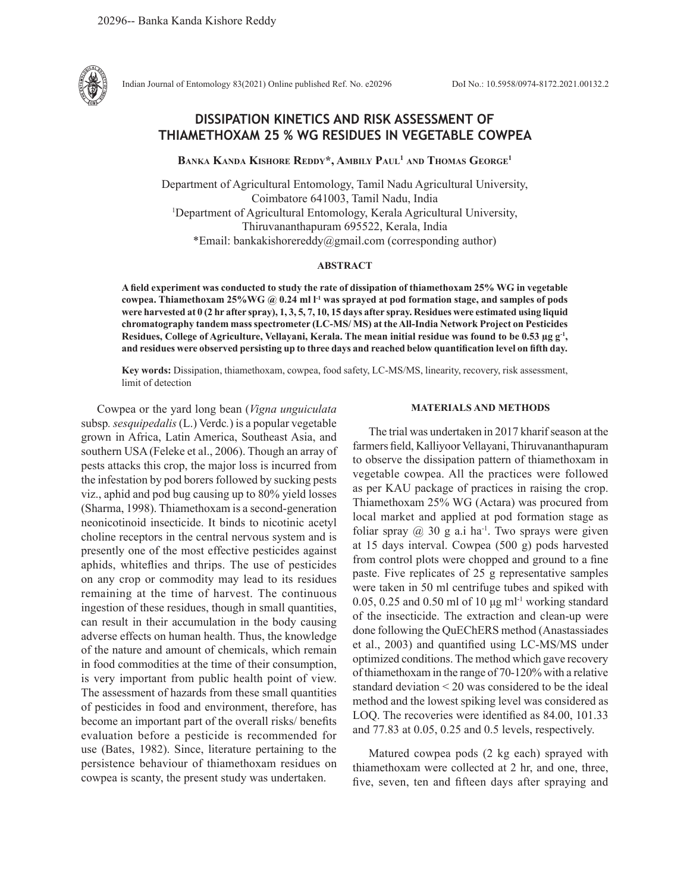# DISSIPATION KINETICS AND RISK ASSESSMENT OF THIAMETHOXAM 25 % WG RESIDUES IN VEGETABLE COWPEA

**Banka Kanda Kishore Reddy*, Ambily Paul[1] and Thomas George[1]**

Department of Agricultural Entomology, Tamil Nadu Agricultural University, Coimbatore 641003, Tamil Nadu, India
[1]Department of Agricultural Entomology, Kerala Agricultural University, Thiruvananthapuram 695522, Kerala, India
*Email: bankakishorereddy@gmail.com (corresponding author)

## ABSTRACT

**A field experiment was conducted to study the rate of dissipation of thiamethoxam 25% WG in vegetable cowpea. Thiamethoxam 25%WG @ 0.24 ml $l^{-1}$ was sprayed at pod formation stage, and samples of pods were harvested at 0 (2 hr after spray), 1, 3, 5, 7, 10, 15 days after spray. Residues were estimated using liquid chromatography tandem mass spectrometer (LC-MS/ MS) at the All-India Network Project on Pesticides Residues, College of Agriculture, Vellayani, Kerala. The mean initial residue was found to be 0.53 µg $g^{-1}$, and residues were observed persisting up to three days and reached below quantification level on fifth day.**

**Key words:** Dissipation, thiamethoxam, cowpea, food safety, LC-MS/MS, linearity, recovery, risk assessment, limit of detection

Cowpea or the yard long bean (*Vigna unguiculata* subsp. *sesquipedalis* (L.) Verdc.) is a popular vegetable grown in Africa, Latin America, Southeast Asia, and southern USA (Feleke et al., 2006). Though an array of pests attacks this crop, the major loss is incurred from the infestation by pod borers followed by sucking pests viz., aphid and pod bug causing up to 80% yield losses (Sharma, 1998). Thiamethoxam is a second-generation neonicotinoid insecticide. It binds to nicotinic acetyl choline receptors in the central nervous system and is presently one of the most effective pesticides against aphids, whiteflies and thrips. The use of pesticides on any crop or commodity may lead to its residues remaining at the time of harvest. The continuous ingestion of these residues, though in small quantities, can result in their accumulation in the body causing adverse effects on human health. Thus, the knowledge of the nature and amount of chemicals, which remain in food commodities at the time of their consumption, is very important from public health point of view. The assessment of hazards from these small quantities of pesticides in food and environment, therefore, has become an important part of the overall risks/ benefits evaluation before a pesticide is recommended for use (Bates, 1982). Since, literature pertaining to the persistence behaviour of thiamethoxam residues on cowpea is scanty, the present study was undertaken.

## MATERIALS AND METHODS

The trial was undertaken in 2017 kharif season at the farmers field, Kalliyoor Vellayani, Thiruvananthapuram to observe the dissipation pattern of thiamethoxam in vegetable cowpea. All the practices were followed as per KAU package of practices in raising the crop. Thiamethoxam 25% WG (Actara) was procured from local market and applied at pod formation stage as foliar spray @ 30 g a.i $ha^{-1}$. Two sprays were given at 15 days interval. Cowpea (500 g) pods harvested from control plots were chopped and ground to a fine paste. Five replicates of 25 g representative samples were taken in 50 ml centrifuge tubes and spiked with 0.05, 0.25 and 0.50 ml of 10 µg $ml^{-1}$ working standard of the insecticide. The extraction and clean-up were done following the QuEChERS method (Anastassiades et al., 2003) and quantified using LC-MS/MS under optimized conditions. The method which gave recovery of thiamethoxam in the range of 70-120% with a relative standard deviation < 20 was considered to be the ideal method and the lowest spiking level was considered as LOQ. The recoveries were identified as 84.00, 101.33 and 77.83 at 0.05, 0.25 and 0.5 levels, respectively.

Matured cowpea pods (2 kg each) sprayed with thiamethoxam were collected at 2 hr, and one, three, five, seven, ten and fifteen days after spraying and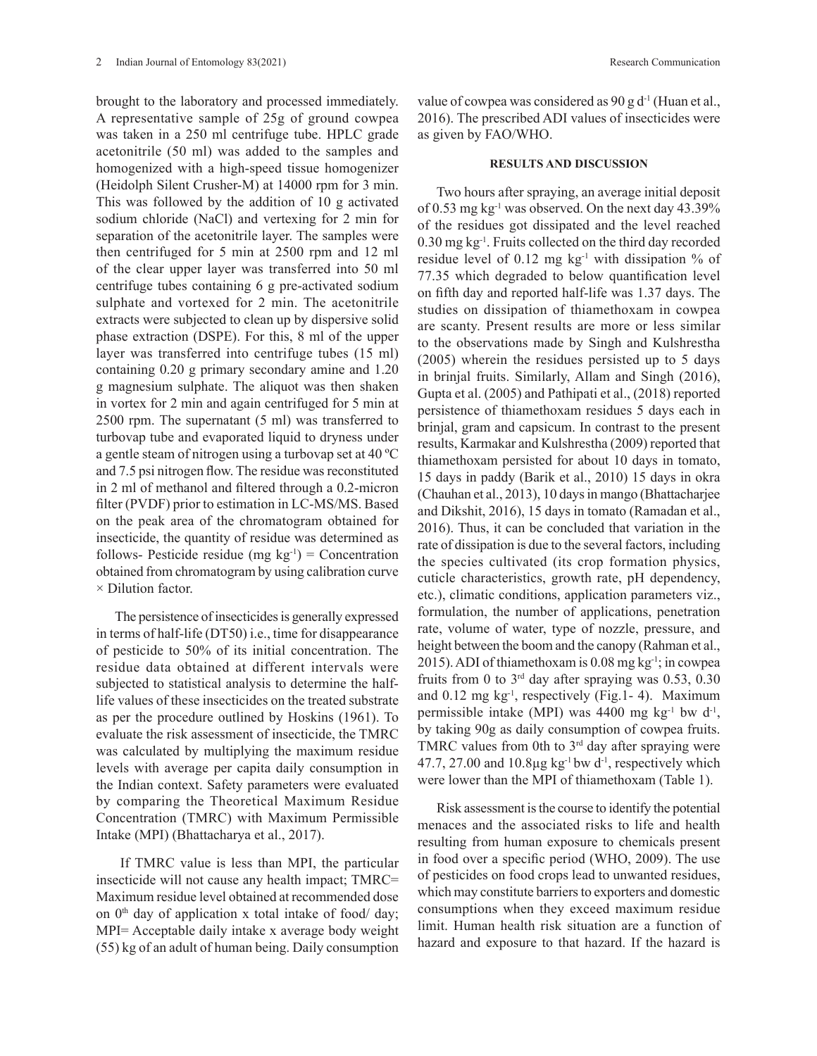brought to the laboratory and processed immediately. A representative sample of 25g of ground cowpea was taken in a 250 ml centrifuge tube. HPLC grade acetonitrile (50 ml) was added to the samples and homogenized with a high-speed tissue homogenizer (Heidolph Silent Crusher-M) at 14000 rpm for 3 min. This was followed by the addition of 10 g activated sodium chloride (NaCl) and vertexing for 2 min for separation of the acetonitrile layer. The samples were then centrifuged for 5 min at 2500 rpm and 12 ml of the clear upper layer was transferred into 50 ml centrifuge tubes containing 6 g pre-activated sodium sulphate and vortexed for 2 min. The acetonitrile extracts were subjected to clean up by dispersive solid phase extraction (DSPE). For this, 8 ml of the upper layer was transferred into centrifuge tubes (15 ml) containing 0.20 g primary secondary amine and 1.20 g magnesium sulphate. The aliquot was then shaken in vortex for 2 min and again centrifuged for 5 min at 2500 rpm. The supernatant (5 ml) was transferred to turbovap tube and evaporated liquid to dryness under a gentle steam of nitrogen using a turbovap set at 40 ºC and 7.5 psi nitrogen flow. The residue was reconstituted in 2 ml of methanol and filtered through a 0.2-micron filter (PVDF) prior to estimation in LC-MS/MS. Based on the peak area of the chromatogram obtained for insecticide, the quantity of residue was determined as follows- Pesticide residue (mg kg$^{-1}$) = Concentration obtained from chromatogram by using calibration curve × Dilution factor.

The persistence of insecticides is generally expressed in terms of half-life (DT50) i.e., time for disappearance of pesticide to 50% of its initial concentration. The residue data obtained at different intervals were subjected to statistical analysis to determine the half-life values of these insecticides on the treated substrate as per the procedure outlined by Hoskins (1961). To evaluate the risk assessment of insecticide, the TMRC was calculated by multiplying the maximum residue levels with average per capita daily consumption in the Indian context. Safety parameters were evaluated by comparing the Theoretical Maximum Residue Concentration (TMRC) with Maximum Permissible Intake (MPI) (Bhattacharya et al., 2017).

If TMRC value is less than MPI, the particular insecticide will not cause any health impact; TMRC= Maximum residue level obtained at recommended dose on 0$^{th}$ day of application x total intake of food/ day; MPI= Acceptable daily intake x average body weight (55) kg of an adult of human being. Daily consumption value of cowpea was considered as 90 g d$^{-1}$ (Huan et al., 2016). The prescribed ADI values of insecticides were as given by FAO/WHO.

## RESULTS AND DISCUSSION

Two hours after spraying, an average initial deposit of 0.53 mg kg$^{-1}$ was observed. On the next day 43.39% of the residues got dissipated and the level reached 0.30 mg kg$^{-1}$. Fruits collected on the third day recorded residue level of 0.12 mg kg$^{-1}$ with dissipation % of 77.35 which degraded to below quantification level on fifth day and reported half-life was 1.37 days. The studies on dissipation of thiamethoxam in cowpea are scanty. Present results are more or less similar to the observations made by Singh and Kulshrestha (2005) wherein the residues persisted up to 5 days in brinjal fruits. Similarly, Allam and Singh (2016), Gupta et al. (2005) and Pathipati et al., (2018) reported persistence of thiamethoxam residues 5 days each in brinjal, gram and capsicum. In contrast to the present results, Karmakar and Kulshrestha (2009) reported that thiamethoxam persisted for about 10 days in tomato, 15 days in paddy (Barik et al., 2010) 15 days in okra (Chauhan et al., 2013), 10 days in mango (Bhattacharjee and Dikshit, 2016), 15 days in tomato (Ramadan et al., 2016). Thus, it can be concluded that variation in the rate of dissipation is due to the several factors, including the species cultivated (its crop formation physics, cuticle characteristics, growth rate, pH dependency, etc.), climatic conditions, application parameters viz., formulation, the number of applications, penetration rate, volume of water, type of nozzle, pressure, and height between the boom and the canopy (Rahman et al., 2015). ADI of thiamethoxam is 0.08 mg kg$^{-1}$; in cowpea fruits from 0 to 3$^{rd}$ day after spraying was 0.53, 0.30 and 0.12 mg kg$^{-1}$, respectively (Fig.1- 4). Maximum permissible intake (MPI) was 4400 mg kg$^{-1}$ bw d$^{-1}$, by taking 90g as daily consumption of cowpea fruits. TMRC values from 0th to 3$^{rd}$ day after spraying were 47.7, 27.00 and 10.8µg kg$^{-1}$ bw d$^{-1}$, respectively which were lower than the MPI of thiamethoxam (Table 1).

Risk assessment is the course to identify the potential menaces and the associated risks to life and health resulting from human exposure to chemicals present in food over a specific period (WHO, 2009). The use of pesticides on food crops lead to unwanted residues, which may constitute barriers to exporters and domestic consumptions when they exceed maximum residue limit. Human health risk situation are a function of hazard and exposure to that hazard. If the hazard is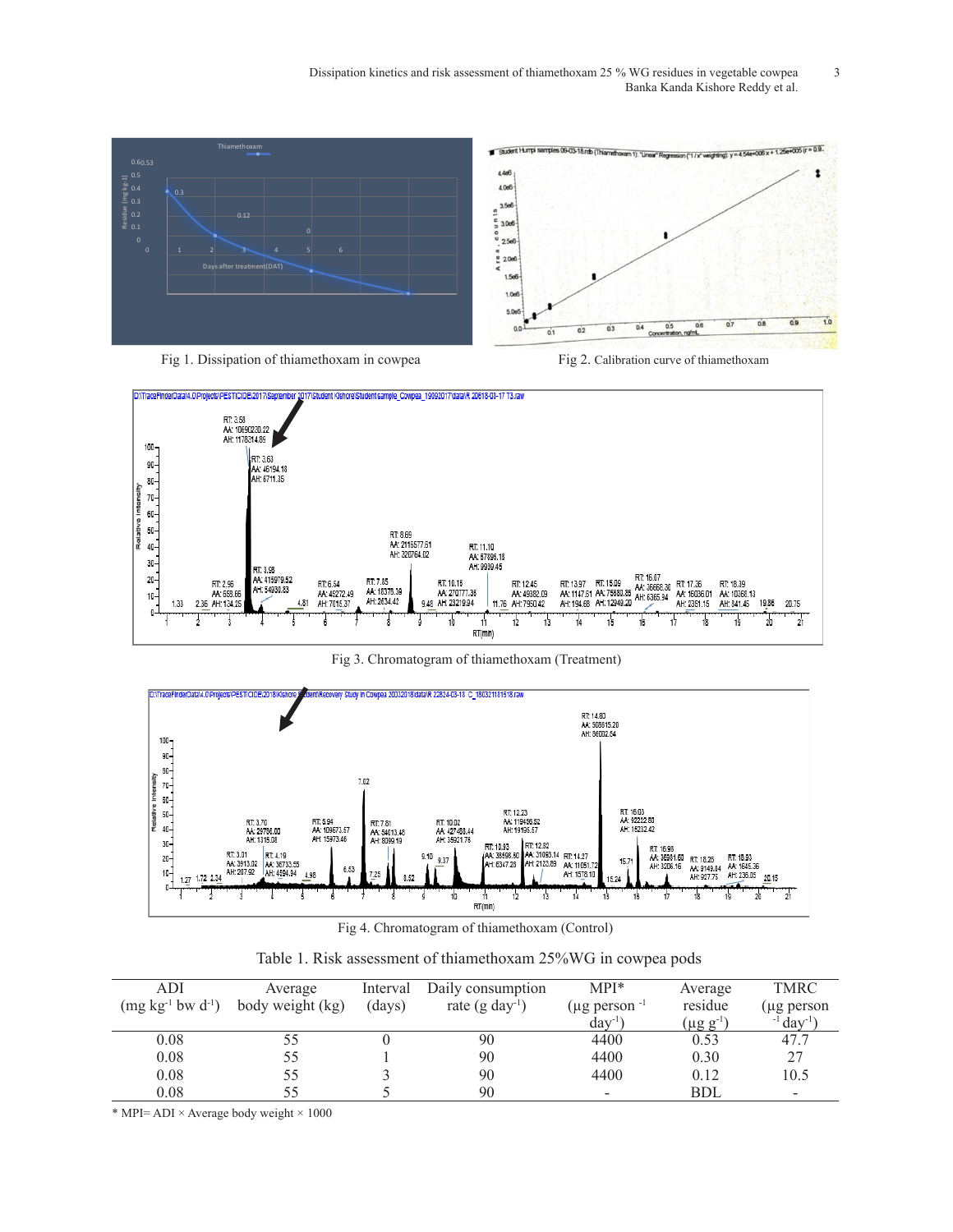Fig 1. Dissipation of thiamethoxam in cowpea

Fig 2. Calibration curve of thiamethoxam

Fig 3. Chromatogram of thiamethoxam (Treatment)

Fig 4. Chromatogram of thiamethoxam (Control)

Table 1. Risk assessment of thiamethoxam 25%WG in cowpea pods

| ADI (mg kg$^{-1}$ bw d$^{-1}$) | Average body weight (kg) | Interval (days) | Daily consumption rate (g day$^{-1}$) | MPI* (µg person $^{-1}$ day$^{-1}$) | Average residue (µg g$^{-1}$) | TMRC (µg person $^{-1}$ day$^{-1}$) |
|---|---|---|---|---|---|---|
| 0.08 | 55 | 0 | 90 | 4400 | 0.53 | 47.7 |
| 0.08 | 55 | 1 | 90 | 4400 | 0.30 | 27 |
| 0.08 | 55 | 3 | 90 | 4400 | 0.12 | 10.5 |
| 0.08 | 55 | 5 | 90 | - | BDL | - |

* MPI= ADI × Average body weight × 1000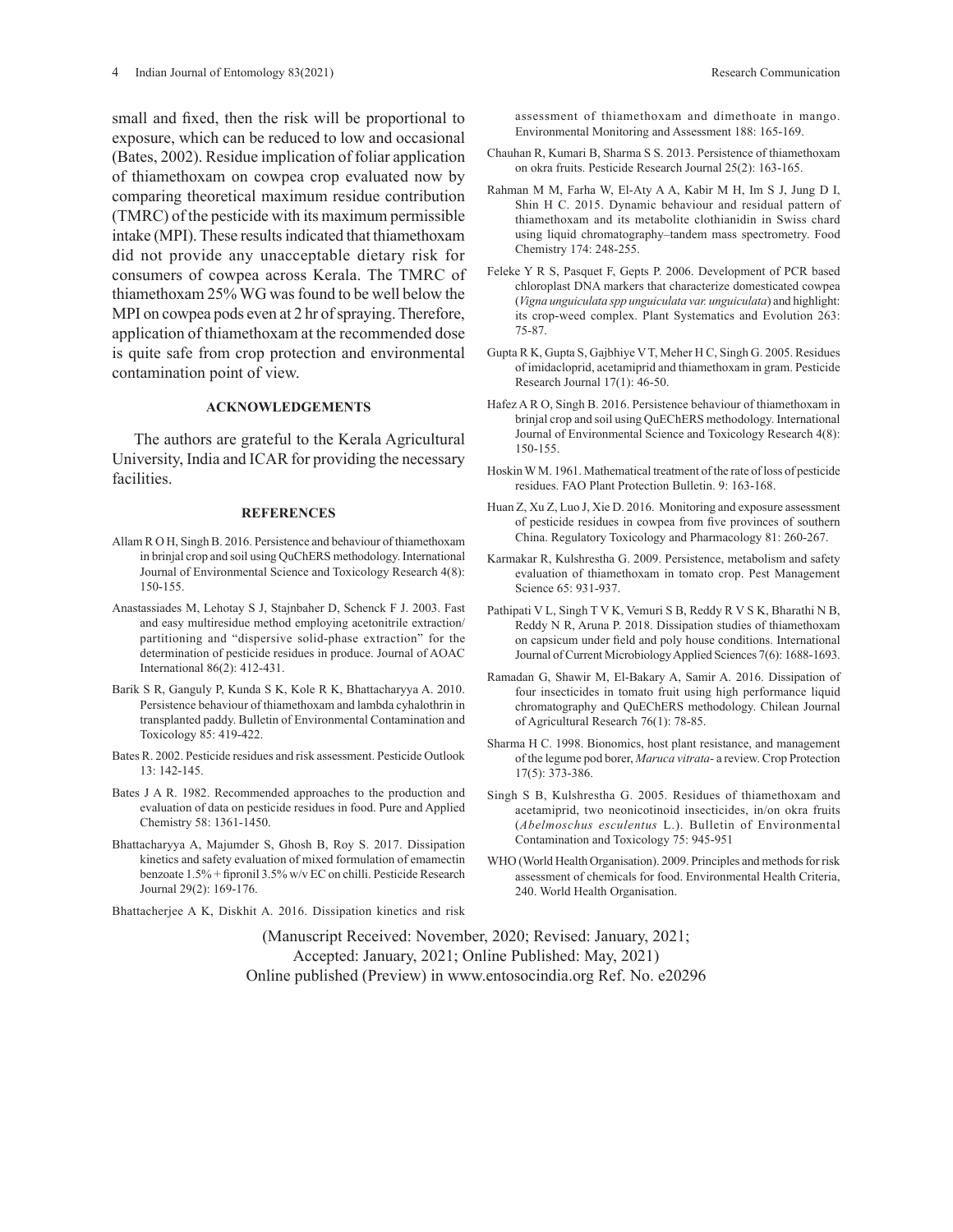small and fixed, then the risk will be proportional to exposure, which can be reduced to low and occasional (Bates, 2002). Residue implication of foliar application of thiamethoxam on cowpea crop evaluated now by comparing theoretical maximum residue contribution (TMRC) of the pesticide with its maximum permissible intake (MPI). These results indicated that thiamethoxam did not provide any unacceptable dietary risk for consumers of cowpea across Kerala. The TMRC of thiamethoxam 25% WG was found to be well below the MPI on cowpea pods even at 2 hr of spraying. Therefore, application of thiamethoxam at the recommended dose is quite safe from crop protection and environmental contamination point of view.

## ACKNOWLEDGEMENTS

The authors are grateful to the Kerala Agricultural University, India and ICAR for providing the necessary facilities.

## REFERENCES

Allam R O H, Singh B. 2016. Persistence and behaviour of thiamethoxam in brinjal crop and soil using QuChERS methodology. International Journal of Environmental Science and Toxicology Research 4(8): 150-155.

Anastassiades M, Lehotay S J, Stajnbaher D, Schenck F J. 2003. Fast and easy multiresidue method employing acetonitrile extraction/partitioning and "dispersive solid-phase extraction" for the determination of pesticide residues in produce. Journal of AOAC International 86(2): 412-431.

Barik S R, Ganguly P, Kunda S K, Kole R K, Bhattacharyya A. 2010. Persistence behaviour of thiamethoxam and lambda cyhalothrin in transplanted paddy. Bulletin of Environmental Contamination and Toxicology 85: 419-422.

Bates R. 2002. Pesticide residues and risk assessment. Pesticide Outlook 13: 142-145.

Bates J A R. 1982. Recommended approaches to the production and evaluation of data on pesticide residues in food. Pure and Applied Chemistry 58: 1361-1450.

Bhattacharyya A, Majumder S, Ghosh B, Roy S. 2017. Dissipation kinetics and safety evaluation of mixed formulation of emamectin benzoate 1.5% + fipronil 3.5% w/v EC on chilli. Pesticide Research Journal 29(2): 169-176.

Bhattacherjee A K, Diskhit A. 2016. Dissipation kinetics and risk assessment of thiamethoxam and dimethoate in mango. Environmental Monitoring and Assessment 188: 165-169.

Chauhan R, Kumari B, Sharma S S. 2013. Persistence of thiamethoxam on okra fruits. Pesticide Research Journal 25(2): 163-165.

Rahman M M, Farha W, El-Aty A A, Kabir M H, Im S J, Jung D I, Shin H C. 2015. Dynamic behaviour and residual pattern of thiamethoxam and its metabolite clothianidin in Swiss chard using liquid chromatography–tandem mass spectrometry. Food Chemistry 174: 248-255.

Feleke Y R S, Pasquet F, Gepts P. 2006. Development of PCR based chloroplast DNA markers that characterize domesticated cowpea (*Vigna unguiculata spp unguiculata var. unguiculata*) and highlight: its crop-weed complex. Plant Systematics and Evolution 263: 75-87.

Gupta R K, Gupta S, Gajbhiye V T, Meher H C, Singh G. 2005. Residues of imidacloprid, acetamiprid and thiamethoxam in gram. Pesticide Research Journal 17(1): 46-50.

Hafez A R O, Singh B. 2016. Persistence behaviour of thiamethoxam in brinjal crop and soil using QuEChERS methodology. International Journal of Environmental Science and Toxicology Research 4(8): 150-155.

Hoskin W M. 1961. Mathematical treatment of the rate of loss of pesticide residues. FAO Plant Protection Bulletin. 9: 163-168.

Huan Z, Xu Z, Luo J, Xie D. 2016. Monitoring and exposure assessment of pesticide residues in cowpea from five provinces of southern China. Regulatory Toxicology and Pharmacology 81: 260-267.

Karmakar R, Kulshrestha G. 2009. Persistence, metabolism and safety evaluation of thiamethoxam in tomato crop. Pest Management Science 65: 931-937.

Pathipati V L, Singh T V K, Vemuri S B, Reddy R V S K, Bharathi N B, Reddy N R, Aruna P. 2018. Dissipation studies of thiamethoxam on capsicum under field and poly house conditions. International Journal of Current Microbiology Applied Sciences 7(6): 1688-1693.

Ramadan G, Shawir M, El-Bakary A, Samir A. 2016. Dissipation of four insecticides in tomato fruit using high performance liquid chromatography and QuEChERS methodology. Chilean Journal of Agricultural Research 76(1): 78-85.

Sharma H C. 1998. Bionomics, host plant resistance, and management of the legume pod borer, *Maruca vitrata*- a review. Crop Protection 17(5): 373-386.

Singh S B, Kulshrestha G. 2005. Residues of thiamethoxam and acetamiprid, two neonicotinoid insecticides, in/on okra fruits (*Abelmoschus esculentus* L.). Bulletin of Environmental Contamination and Toxicology 75: 945-951

WHO (World Health Organisation). 2009. Principles and methods for risk assessment of chemicals for food. Environmental Health Criteria, 240. World Health Organisation.

(Manuscript Received: November, 2020; Revised: January, 2021; Accepted: January, 2021; Online Published: May, 2021)
Online published (Preview) in www.entosocindia.org Ref. No. e20296